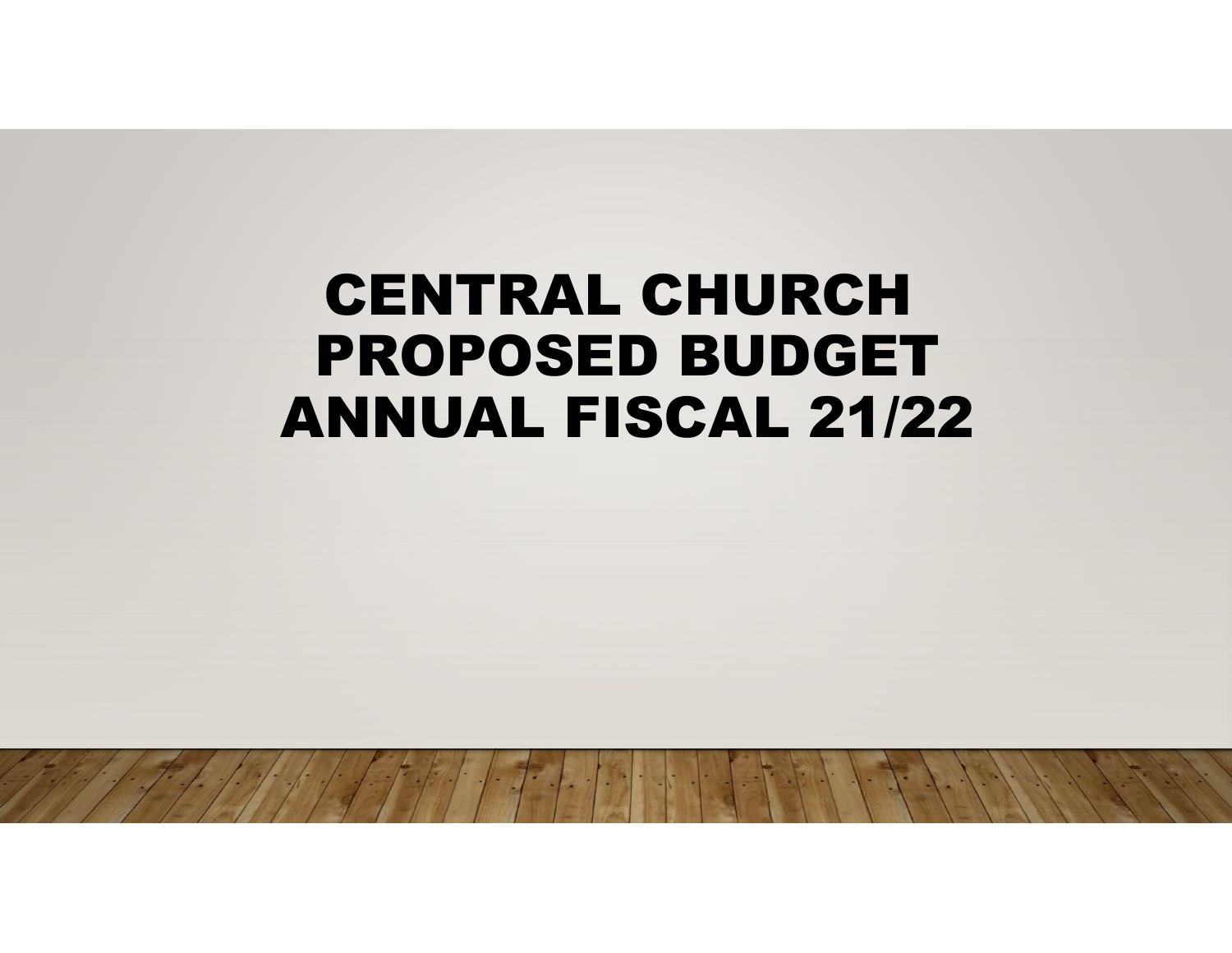# CENTRAL CHURCH PROPOSED BUDGET ANNUAL FISCAL 21/22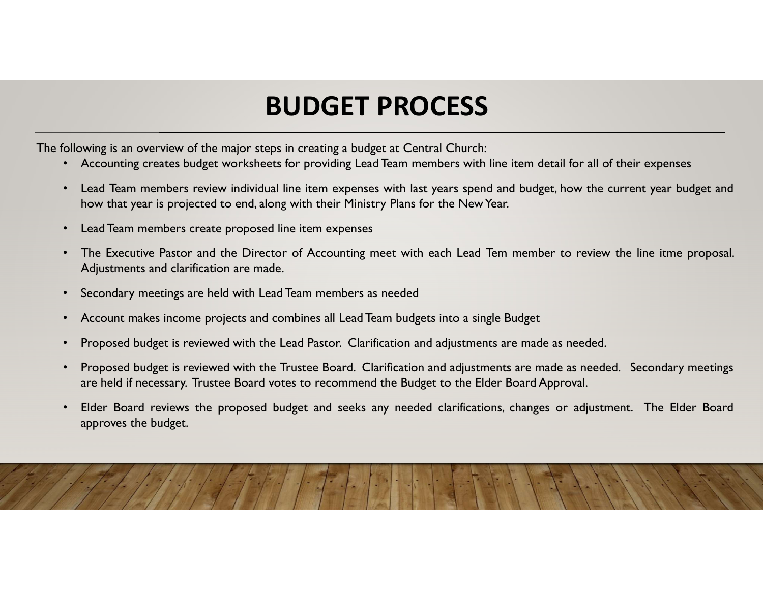# BUDGET PROCESS

The following is an overview of the major steps in creating a budget at Central Church:

- Accounting creates budget worksheets for providing Lead Team members with line item detail for all of their expenses
- Lead Team members review individual line item expenses with last years spend and budget, how the current year budget and how that year is projected to end, along with their Ministry Plans for the New Year.
- Lead Team members create proposed line item expenses
- The Executive Pastor and the Director of Accounting meet with each Lead Tem member to review the line itme proposal. Adjustments and clarification are made.
- Secondary meetings are held with Lead Team members as needed
- Account makes income projects and combines all Lead Team budgets into a single Budget
- Proposed budget is reviewed with the Lead Pastor. Clarification and adjustments are made as needed.
- Proposed budget is reviewed with the Trustee Board. Clarification and adjustments are made as needed. Secondary meetings are held if necessary. Trustee Board votes to recommend the Budget to the Elder Board Approval.
- Elder Board reviews the proposed budget and seeks any needed clarifications, changes or adjustment. The Elder Board approves the budget.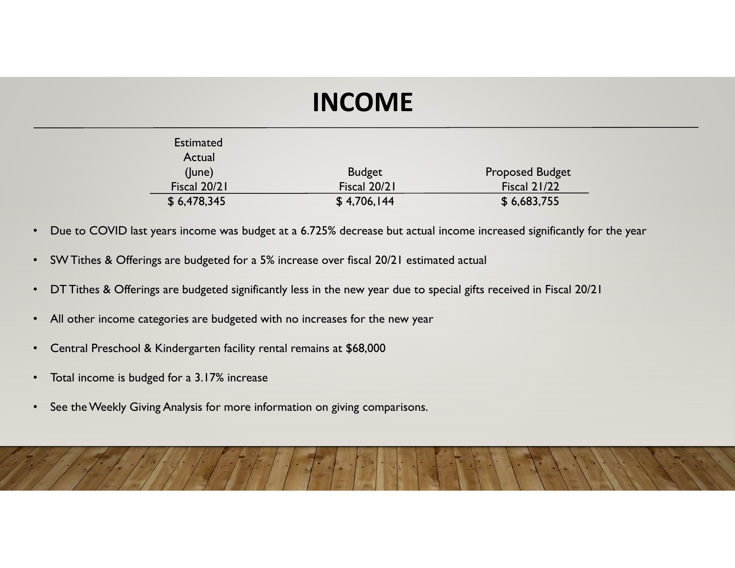# INCOME

| Estimated Actual (June) Fiscal 20/21 | Budget Fiscal 20/21 | Proposed Budget Fiscal 21/22 |
|---|---|---|
| $ 6,478,345 | $ 4,706,144 | $ 6,683,755 |

- Due to COVID last years income was budget at a 6.725% decrease but actual income increased significantly for the year
- SW Tithes & Offerings are budgeted for a 5% increase over fiscal 20/21 estimated actual
- DT Tithes & Offerings are budgeted significantly less in the new year due to special gifts received in Fiscal 20/21
- All other income categories are budgeted with no increases for the new year
- Central Preschool & Kindergarten facility rental remains at $68,000
- Total income is budged for a 3.17% increase
- See the Weekly Giving Analysis for more information on giving comparisons.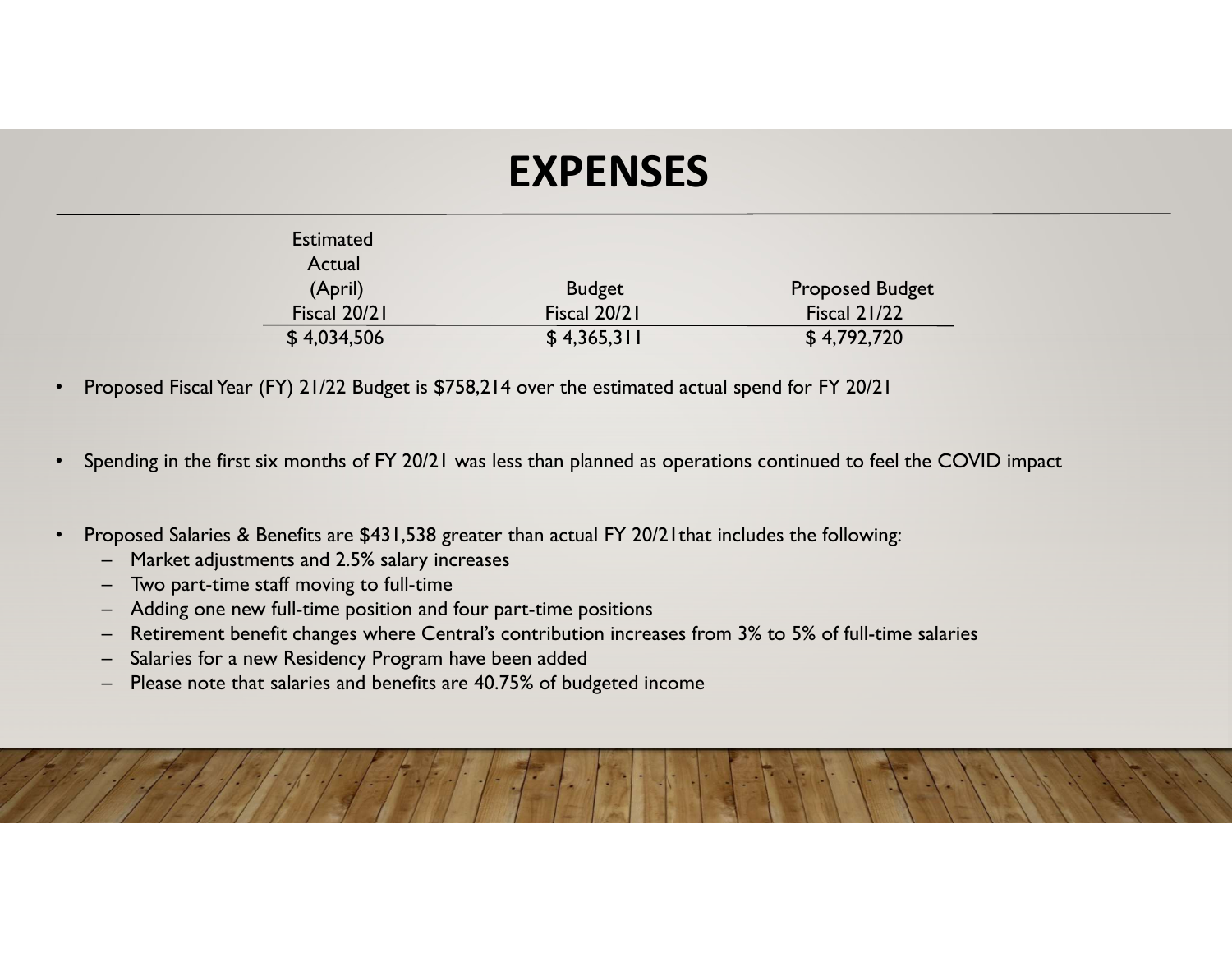# EXPENSES

| Estimated Actual (April) Fiscal 20/21 | Budget Fiscal 20/21 | Proposed Budget Fiscal 21/22 |
|---|---|---|
| $ 4,034,506 | $ 4,365,311 | $ 4,792,720 |

- Proposed Fiscal Year (FY) 21/22 Budget is $758,214 over the estimated actual spend for FY 20/21
- Spending in the first six months of FY 20/21 was less than planned as operations continued to feel the COVID impact
- Proposed Salaries & Benefits are $431,538 greater than actual FY 20/21that includes the following:
  - Market adjustments and 2.5% salary increases
  - Two part-time staff moving to full-time
  - Adding one new full-time position and four part-time positions
  - Retirement benefit changes where Central's contribution increases from 3% to 5% of full-time salaries
  - Salaries for a new Residency Program have been added
  - Please note that salaries and benefits are 40.75% of budgeted income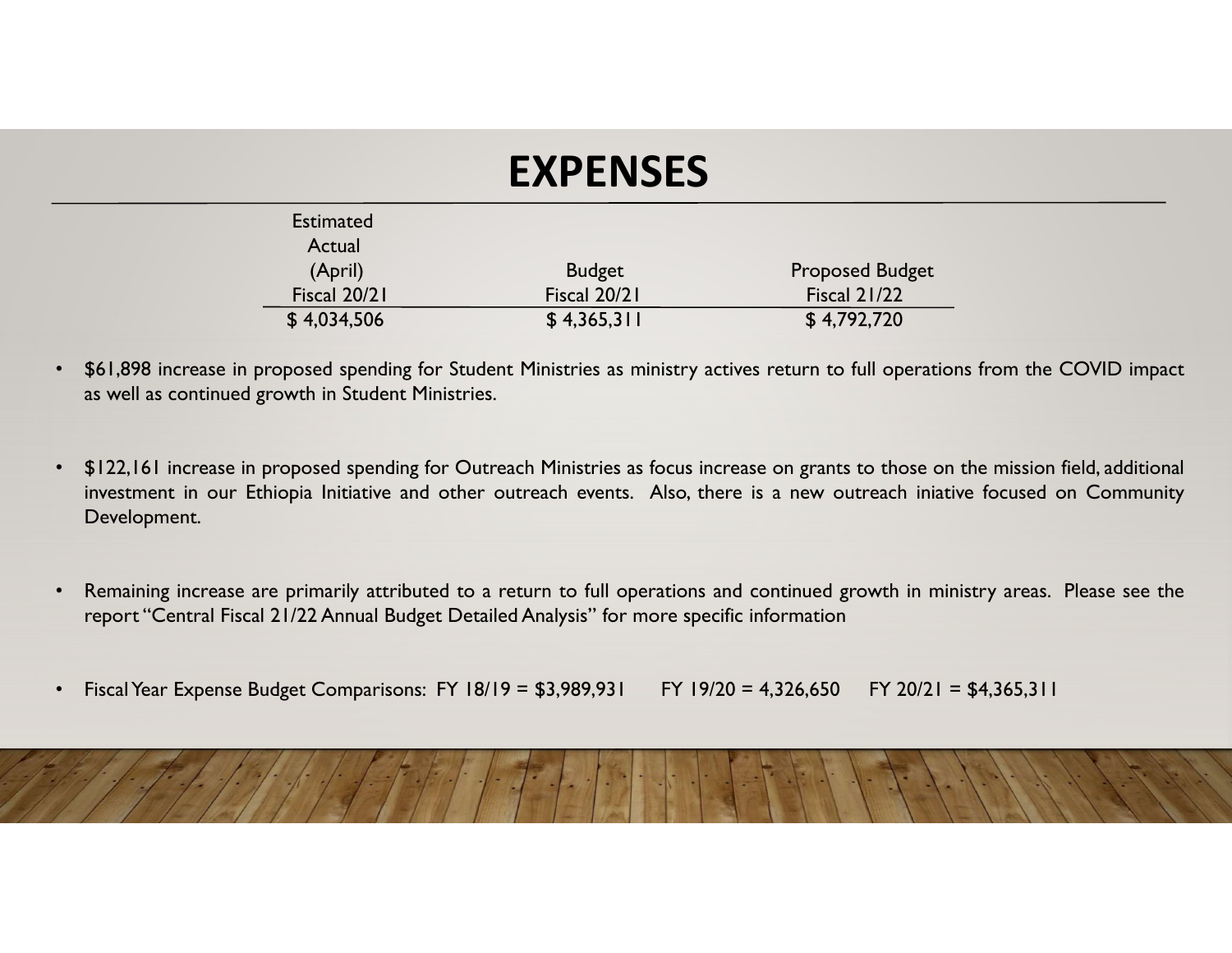# EXPENSES

| Estimated Actual (April) Fiscal 20/21 | Budget Fiscal 20/21 | Proposed Budget Fiscal 21/22 |
| --- | --- | --- |
| $ 4,034,506 | $ 4,365,311 | $ 4,792,720 |

- $61,898 increase in proposed spending for Student Ministries as ministry actives return to full operations from the COVID impact as well as continued growth in Student Ministries.
- $122,161 increase in proposed spending for Outreach Ministries as focus increase on grants to those on the mission field, additional investment in our Ethiopia Initiative and other outreach events. Also, there is a new outreach iniative focused on Community Development.
- Remaining increase are primarily attributed to a return to full operations and continued growth in ministry areas. Please see the report "Central Fiscal 21/22 Annual Budget Detailed Analysis" for more specific information
- Fiscal Year Expense Budget Comparisons: FY 18/19 = $3,989,931 FY 19/20 = 4,326,650 FY 20/21 = $4,365,311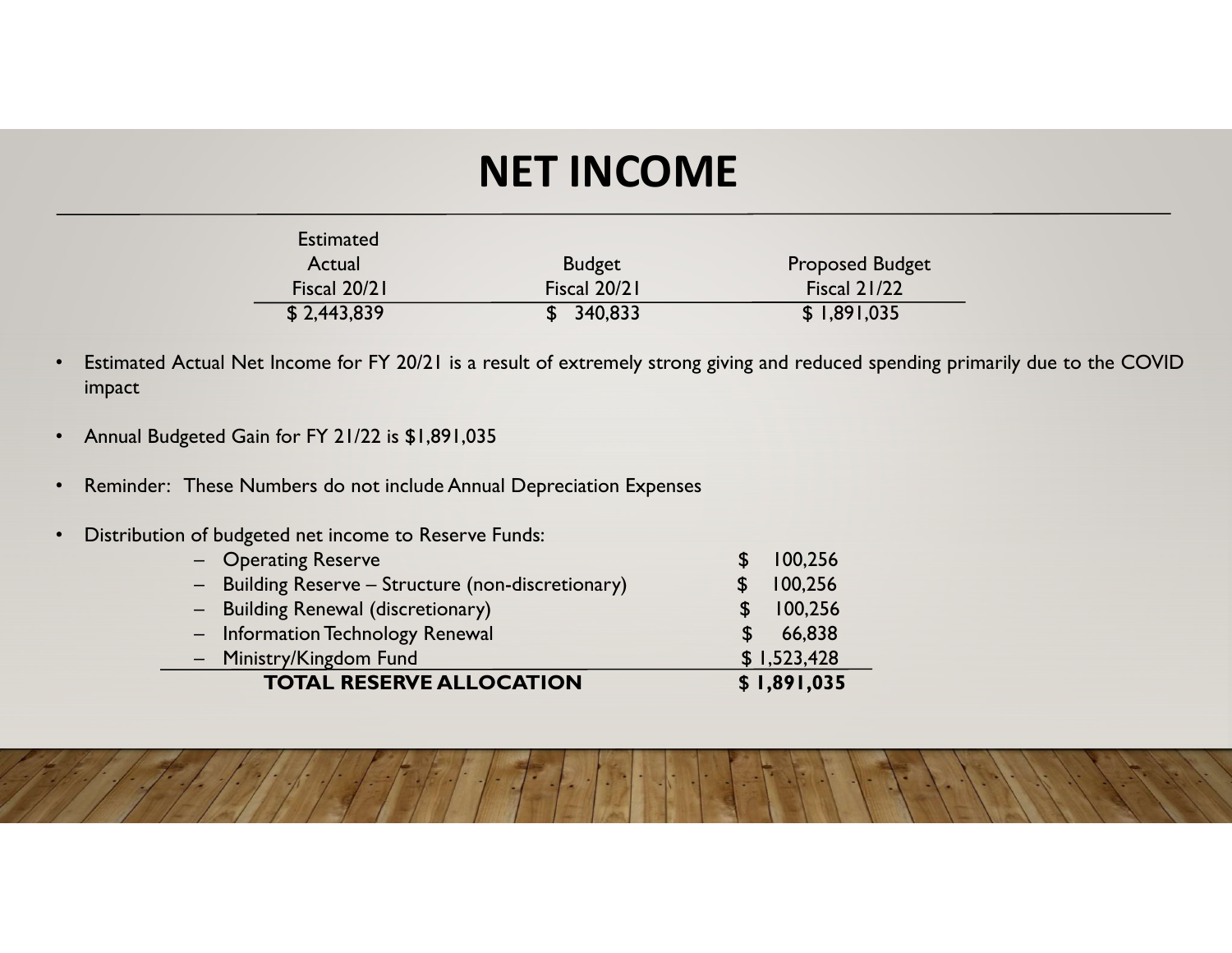# NET INCOME

| Estimated Actual Fiscal 20/21 | Budget Fiscal 20/21 | Proposed Budget Fiscal 21/22 |
|---|---|---|
| $ 2,443,839 | $ 340,833 | $ 1,891,035 |

- Estimated Actual Net Income for FY 20/21 is a result of extremely strong giving and reduced spending primarily due to the COVID impact
- Annual Budgeted Gain for FY 21/22 is $1,891,035
- Reminder: These Numbers do not include Annual Depreciation Expenses
- Distribution of budgeted net income to Reserve Funds:

| | |
|---|---|
| – Operating Reserve | $ 100,256 |
| – Building Reserve – Structure (non-discretionary) | $ 100,256 |
| – Building Renewal (discretionary) | $ 100,256 |
| – Information Technology Renewal | $ 66,838 |
| – Ministry/Kingdom Fund | $ 1,523,428 |
| **TOTAL RESERVE ALLOCATION** | **$ 1,891,035** |